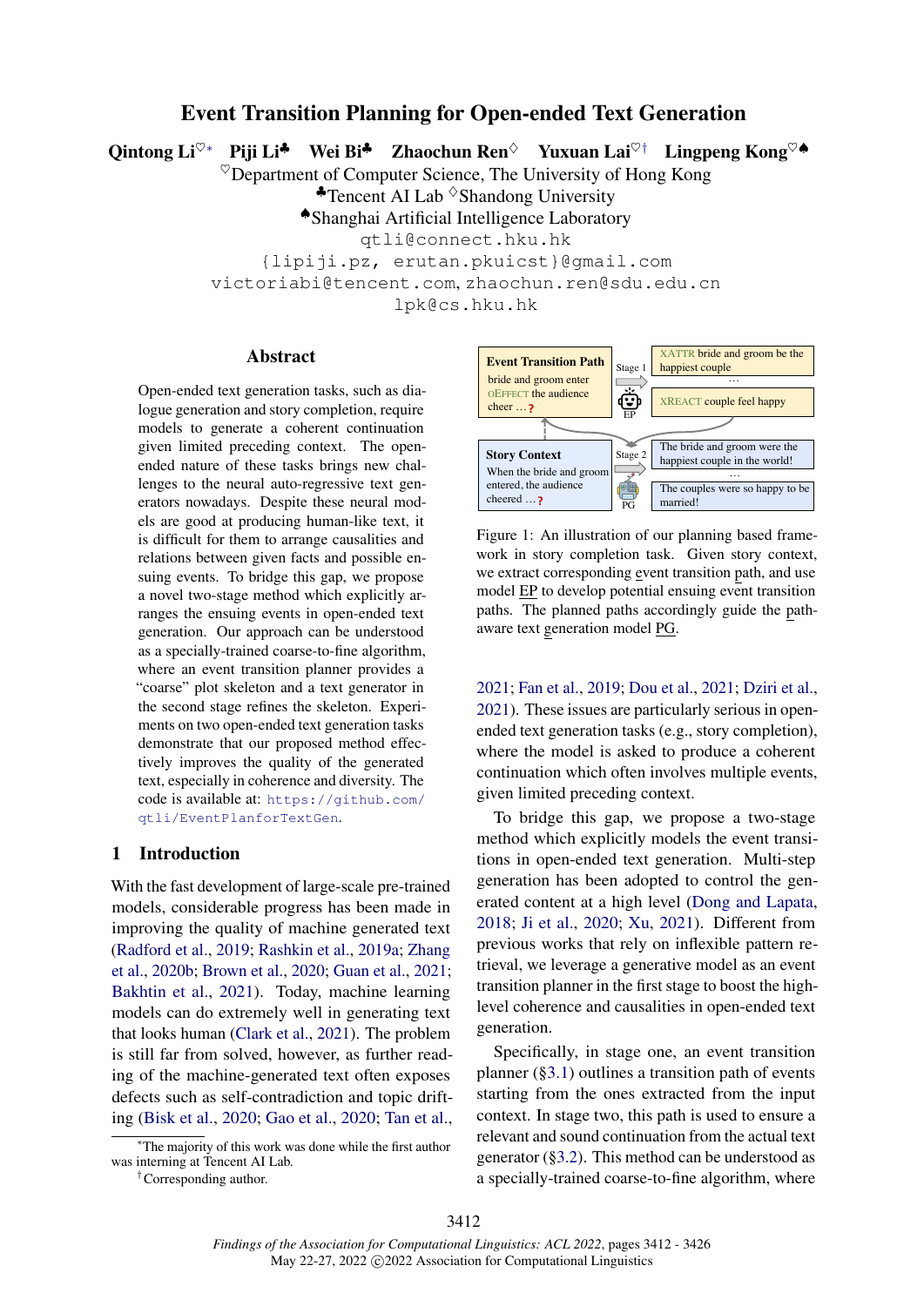# Event Transition Planning for Open-ended Text Generation

**Qintong Li**[♡*] **Piji Li**[♣] **Wei Bi**[♣] **Zhaochun Ren**[◇] **Yuxuan Lai**[♡†] **Lingpeng Kong**[♡♠]

[♡]Department of Computer Science, The University of Hong Kong
[♣]Tencent AI Lab [◇]Shandong University
[♠]Shanghai Artificial Intelligence Laboratory

qtli@connect.hku.hk
{lipiji.pz, erutan.pkuicst}@gmail.com
victoriabi@tencent.com, zhaochun.ren@sdu.edu.cn
lpk@cs.hku.hk

## Abstract

Open-ended text generation tasks, such as dialogue generation and story completion, require models to generate a coherent continuation given limited preceding context. The open-ended nature of these tasks brings new challenges to the neural auto-regressive text generators nowadays. Despite these neural models are good at producing human-like text, it is difficult for them to arrange causalities and relations between given facts and possible ensuing events. To bridge this gap, we propose a novel two-stage method which explicitly arranges the ensuing events in open-ended text generation. Our approach can be understood as a specially-trained coarse-to-fine algorithm, where an event transition planner provides a "coarse" plot skeleton and a text generator in the second stage refines the skeleton. Experiments on two open-ended text generation tasks demonstrate that our proposed method effectively improves the quality of the generated text, especially in coherence and diversity. The code is available at: https://github.com/qtli/EventPlanforTextGen.

## 1 Introduction

With the fast development of large-scale pre-trained models, considerable progress has been made in improving the quality of machine generated text (Radford et al., 2019; Rashkin et al., 2019a; Zhang et al., 2020b; Brown et al., 2020; Guan et al., 2021; Bakhtin et al., 2021). Today, machine learning models can do extremely well in generating text that looks human (Clark et al., 2021). The problem is still far from solved, however, as further reading of the machine-generated text often exposes defects such as self-contradiction and topic drifting (Bisk et al., 2020; Gao et al., 2020; Tan et al., 2021; Fan et al., 2019; Dou et al., 2021; Dziri et al., 2021). These issues are particularly serious in open-ended text generation tasks (e.g., story completion), where the model is asked to produce a coherent continuation which often involves multiple events, given limited preceding context.

Event Transition Path: bride and groom enter oEffect the audience cheer …?
Stage 1 → EP
xAttr bride and groom be the happiest couple
…
xReact couple feel happy

Story Context: When the bride and groom entered, the audience cheered …?
Stage 2 → PG
The bride and groom were the happiest couple in the world!
…
The couples were so happy to be married!

Figure 1: An illustration of our planning based framework in story completion task. Given story context, we extract corresponding event transition path, and use model EP to develop potential ensuing event transition paths. The planned paths accordingly guide the path-aware text generation model PG.

To bridge this gap, we propose a two-stage method which explicitly models the event transitions in open-ended text generation. Multi-step generation has been adopted to control the generated content at a high level (Dong and Lapata, 2018; Ji et al., 2020; Xu, 2021). Different from previous works that rely on inflexible pattern retrieval, we leverage a generative model as an event transition planner in the first stage to boost the high-level coherence and causalities in open-ended text generation.

Specifically, in stage one, an event transition planner (§3.1) outlines a transition path of events starting from the ones extracted from the input context. In stage two, this path is used to ensure a relevant and sound continuation from the actual text generator (§3.2). This method can be understood as a specially-trained coarse-to-fine algorithm, where

[*]The majority of this work was done while the first author was interning at Tencent AI Lab.
[†]Corresponding author.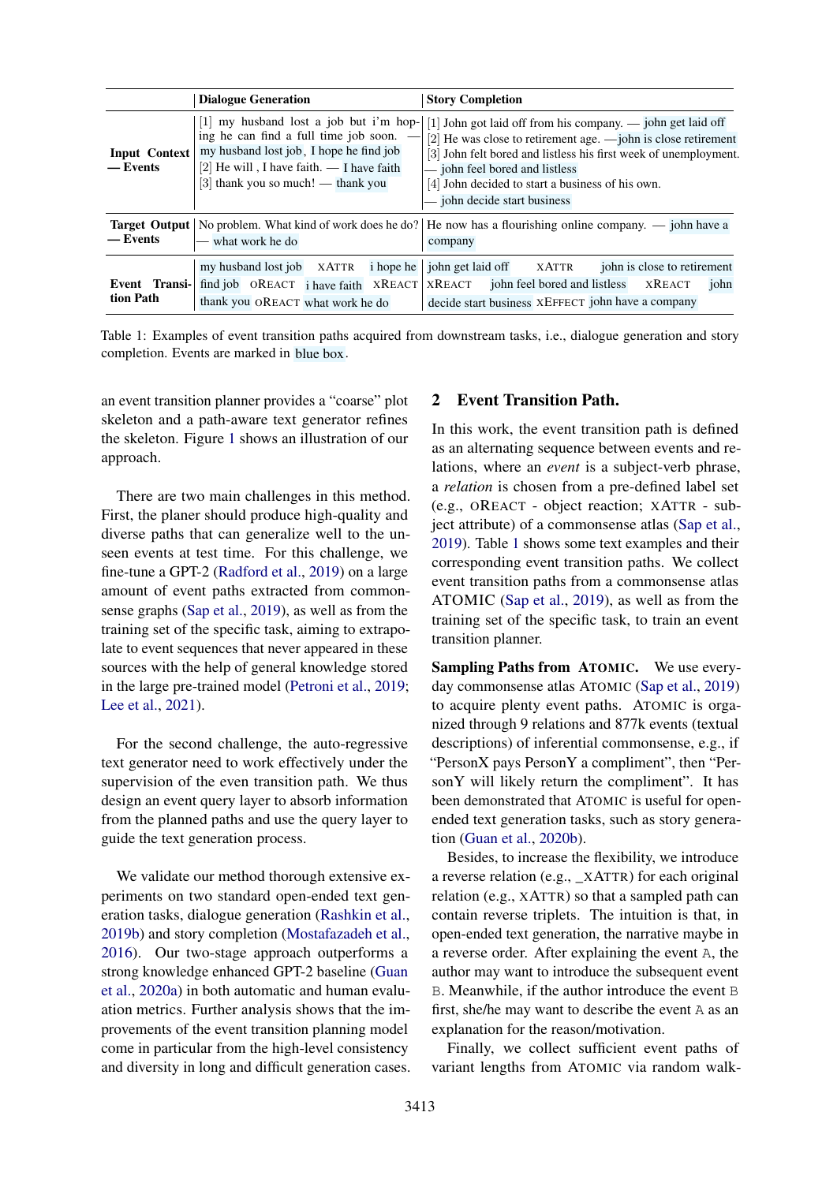| | Dialogue Generation | Story Completion |
|---|---|---|
| **Input Context — Events** | [1] my husband lost a job but i'm hoping he can find a full time job soon. — my husband lost job , I hope he find job [2] He will , I have faith. — I have faith [3] thank you so much! — thank you | [1] John got laid off from his company. — john get laid off [2] He was close to retirement age. —john is close retirement [3] John felt bored and listless his first week of unemployment. — john feel bored and listless [4] John decided to start a business of his own. — john decide start business |
| **Target Output — Events** | No problem. What kind of work does he do? — what work he do | He now has a flourishing online company. — john have a company |
| **Event Transition Path** | my husband lost job XATTR i hope he find job OREACT i have faith XREACT thank you OREACT what work he do | john get laid off XATTR john is close to retirement XREACT john feel bored and listless XREACT john decide start business XEFFECT john have a company |

Table 1: Examples of event transition paths acquired from downstream tasks, i.e., dialogue generation and story completion. Events are marked in blue box.

an event transition planner provides a "coarse" plot skeleton and a path-aware text generator refines the skeleton. Figure 1 shows an illustration of our approach.

There are two main challenges in this method. First, the planer should produce high-quality and diverse paths that can generalize well to the unseen events at test time. For this challenge, we fine-tune a GPT-2 (Radford et al., 2019) on a large amount of event paths extracted from commonsense graphs (Sap et al., 2019), as well as from the training set of the specific task, aiming to extrapolate to event sequences that never appeared in these sources with the help of general knowledge stored in the large pre-trained model (Petroni et al., 2019; Lee et al., 2021).

For the second challenge, the auto-regressive text generator need to work effectively under the supervision of the even transition path. We thus design an event query layer to absorb information from the planned paths and use the query layer to guide the text generation process.

We validate our method thorough extensive experiments on two standard open-ended text generation tasks, dialogue generation (Rashkin et al., 2019b) and story completion (Mostafazadeh et al., 2016). Our two-stage approach outperforms a strong knowledge enhanced GPT-2 baseline (Guan et al., 2020a) in both automatic and human evaluation metrics. Further analysis shows that the improvements of the event transition planning model come in particular from the high-level consistency and diversity in long and difficult generation cases.

## 2 Event Transition Path.

In this work, the event transition path is defined as an alternating sequence between events and relations, where an *event* is a subject-verb phrase, a *relation* is chosen from a pre-defined label set (e.g., OREACT - object reaction; XATTR - subject attribute) of a commonsense atlas (Sap et al., 2019). Table 1 shows some text examples and their corresponding event transition paths. We collect event transition paths from a commonsense atlas ATOMIC (Sap et al., 2019), as well as from the training set of the specific task, to train an event transition planner.

**Sampling Paths from ATOMIC.** We use everyday commonsense atlas ATOMIC (Sap et al., 2019) to acquire plenty event paths. ATOMIC is organized through 9 relations and 877k events (textual descriptions) of inferential commonsense, e.g., if "PersonX pays PersonY a compliment", then "PersonY will likely return the compliment". It has been demonstrated that ATOMIC is useful for open-ended text generation tasks, such as story generation (Guan et al., 2020b).

Besides, to increase the flexibility, we introduce a reverse relation (e.g., _XATTR) for each original relation (e.g., XATTR) so that a sampled path can contain reverse triplets. The intuition is that, in open-ended text generation, the narrative maybe in a reverse order. After explaining the event A, the author may want to introduce the subsequent event B. Meanwhile, if the author introduce the event B first, she/he may want to describe the event A as an explanation for the reason/motivation.

Finally, we collect sufficient event paths of variant lengths from ATOMIC via random walk-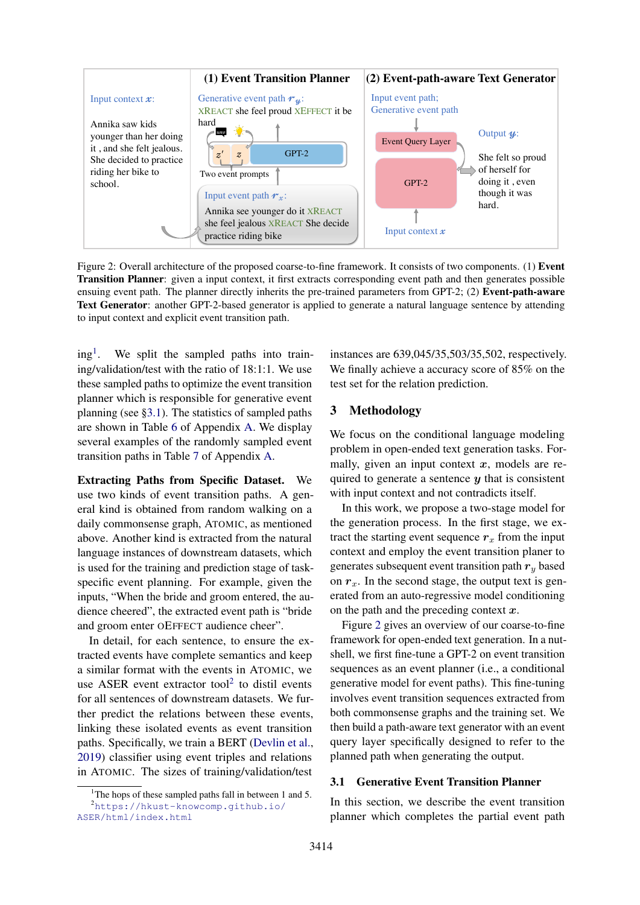Figure 2: Overall architecture of the proposed coarse-to-fine framework. It consists of two components. (1) **Event Transition Planner**: given a input context, it first extracts corresponding event path and then generates possible ensuing event path. The planner directly inherits the pre-trained parameters from GPT-2; (2) **Event-path-aware Text Generator**: another GPT-2-based generator is applied to generate a natural language sentence by attending to input context and explicit event transition path.

ing[1]. We split the sampled paths into training/validation/test with the ratio of 18:1:1. We use these sampled paths to optimize the event transition planner which is responsible for generative event planning (see §3.1). The statistics of sampled paths are shown in Table 6 of Appendix A. We display several examples of the randomly sampled event transition paths in Table 7 of Appendix A.

**Extracting Paths from Specific Dataset.** We use two kinds of event transition paths. A general kind is obtained from random walking on a daily commonsense graph, ATOMIC, as mentioned above. Another kind is extracted from the natural language instances of downstream datasets, which is used for the training and prediction stage of task-specific event planning. For example, given the inputs, "When the bride and groom entered, the audience cheered", the extracted event path is "bride and groom enter OEFFECT audience cheer".

In detail, for each sentence, to ensure the extracted events have complete semantics and keep a similar format with the events in ATOMIC, we use ASER event extractor tool[2] to distil events for all sentences of downstream datasets. We further predict the relations between these events, linking these isolated events as event transition paths. Specifically, we train a BERT (Devlin et al., 2019) classifier using event triples and relations in ATOMIC. The sizes of training/validation/test instances are 639,045/35,503/35,502, respectively. We finally achieve a accuracy score of 85% on the test set for the relation prediction.

[1] The hops of these sampled paths fall in between 1 and 5.

[2] https://hkust-knowcomp.github.io/ASER/html/index.html

## 3 Methodology

We focus on the conditional language modeling problem in open-ended text generation tasks. Formally, given an input context $\boldsymbol{x}$, models are required to generate a sentence $\boldsymbol{y}$ that is consistent with input context and not contradicts itself.

In this work, we propose a two-stage model for the generation process. In the first stage, we extract the starting event sequence $\boldsymbol{r}_x$ from the input context and employ the event transition planer to generates subsequent event transition path $\boldsymbol{r}_y$ based on $\boldsymbol{r}_x$. In the second stage, the output text is generated from an auto-regressive model conditioning on the path and the preceding context $\boldsymbol{x}$.

Figure 2 gives an overview of our coarse-to-fine framework for open-ended text generation. In a nutshell, we first fine-tune a GPT-2 on event transition sequences as an event planner (i.e., a conditional generative model for event paths). This fine-tuning involves event transition sequences extracted from both commonsense graphs and the training set. We then build a path-aware text generator with an event query layer specifically designed to refer to the planned path when generating the output.

### 3.1 Generative Event Transition Planner

In this section, we describe the event transition planner which completes the partial event path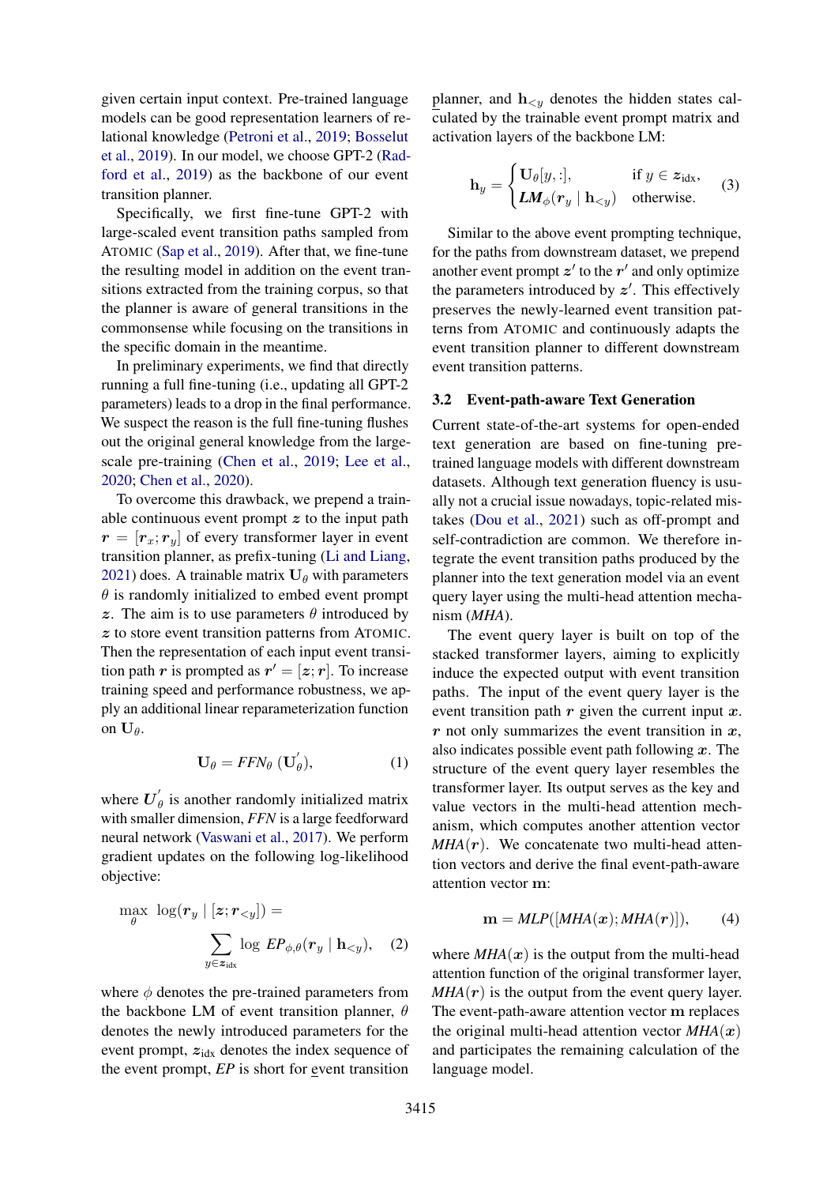given certain input context. Pre-trained language models can be good representation learners of relational knowledge (Petroni et al., 2019; Bosselut et al., 2019). In our model, we choose GPT-2 (Radford et al., 2019) as the backbone of our event transition planner.

Specifically, we first fine-tune GPT-2 with large-scaled event transition paths sampled from ATOMIC (Sap et al., 2019). After that, we fine-tune the resulting model in addition on the event transitions extracted from the training corpus, so that the planner is aware of general transitions in the commonsense while focusing on the transitions in the specific domain in the meantime.

In preliminary experiments, we find that directly running a full fine-tuning (i.e., updating all GPT-2 parameters) leads to a drop in the final performance. We suspect the reason is the full fine-tuning flushes out the original general knowledge from the large-scale pre-training (Chen et al., 2019; Lee et al., 2020; Chen et al., 2020).

To overcome this drawback, we prepend a trainable continuous event prompt $\boldsymbol{z}$ to the input path $\boldsymbol{r} = [\boldsymbol{r}_x; \boldsymbol{r}_y]$ of every transformer layer in event transition planner, as prefix-tuning (Li and Liang, 2021) does. A trainable matrix $\mathbf{U}_\theta$ with parameters $\theta$ is randomly initialized to embed event prompt $\boldsymbol{z}$. The aim is to use parameters $\theta$ introduced by $\boldsymbol{z}$ to store event transition patterns from ATOMIC. Then the representation of each input event transition path $\boldsymbol{r}$ is prompted as $\boldsymbol{r}' = [\boldsymbol{z}; \boldsymbol{r}]$. To increase training speed and performance robustness, we apply an additional linear reparameterization function on $\mathbf{U}_\theta$.

$$\mathbf{U}_\theta = \mathit{FFN}_\theta\ (\mathbf{U}_\theta^{'}), \tag{1}$$

where $\boldsymbol{U}_\theta^{'}$ is another randomly initialized matrix with smaller dimension, *FFN* is a large feedforward neural network (Vaswani et al., 2017). We perform gradient updates on the following log-likelihood objective:

$$\max_\theta \ \log(\boldsymbol{r}_y \mid [\boldsymbol{z}; \boldsymbol{r}_{<y}]) = \sum_{y \in \boldsymbol{z}_{\text{idx}}} \log \ \mathit{EP}_{\phi,\theta}(\boldsymbol{r}_y \mid \mathbf{h}_{<y}), \tag{2}$$

where $\phi$ denotes the pre-trained parameters from the backbone LM of event transition planner, $\theta$ denotes the newly introduced parameters for the event prompt, $\boldsymbol{z}_{\text{idx}}$ denotes the index sequence of the event prompt, *EP* is short for event transition planner, and $\mathbf{h}_{<y}$ denotes the hidden states calculated by the trainable event prompt matrix and activation layers of the backbone LM:

$$\mathbf{h}_y = \begin{cases} \mathbf{U}_\theta[y,:], & \text{if } y \in \boldsymbol{z}_{\text{idx}}, \\ \boldsymbol{LM}_\phi(\boldsymbol{r}_y \mid \mathbf{h}_{<y}) & \text{otherwise.} \end{cases} \tag{3}$$

Similar to the above event prompting technique, for the paths from downstream dataset, we prepend another event prompt $\boldsymbol{z}'$ to the $\boldsymbol{r}'$ and only optimize the parameters introduced by $\boldsymbol{z}'$. This effectively preserves the newly-learned event transition patterns from ATOMIC and continuously adapts the event transition planner to different downstream event transition patterns.

### 3.2 Event-path-aware Text Generation

Current state-of-the-art systems for open-ended text generation are based on fine-tuning pre-trained language models with different downstream datasets. Although text generation fluency is usually not a crucial issue nowadays, topic-related mistakes (Dou et al., 2021) such as off-prompt and self-contradiction are common. We therefore integrate the event transition paths produced by the planner into the text generation model via an event query layer using the multi-head attention mechanism (*MHA*).

The event query layer is built on top of the stacked transformer layers, aiming to explicitly induce the expected output with event transition paths. The input of the event query layer is the event transition path $\boldsymbol{r}$ given the current input $\boldsymbol{x}$. $\boldsymbol{r}$ not only summarizes the event transition in $\boldsymbol{x}$, also indicates possible event path following $\boldsymbol{x}$. The structure of the event query layer resembles the transformer layer. Its output serves as the key and value vectors in the multi-head attention mechanism, which computes another attention vector $\mathit{MHA}(\boldsymbol{r})$. We concatenate two multi-head attention vectors and derive the final event-path-aware attention vector $\mathbf{m}$:

$$\mathbf{m} = \mathit{MLP}([\mathit{MHA}(\boldsymbol{x}); \mathit{MHA}(\boldsymbol{r})]), \tag{4}$$

where $\mathit{MHA}(\boldsymbol{x})$ is the output from the multi-head attention function of the original transformer layer, $\mathit{MHA}(\boldsymbol{r})$ is the output from the event query layer. The event-path-aware attention vector $\mathbf{m}$ replaces the original multi-head attention vector $\mathit{MHA}(\boldsymbol{x})$ and participates the remaining calculation of the language model.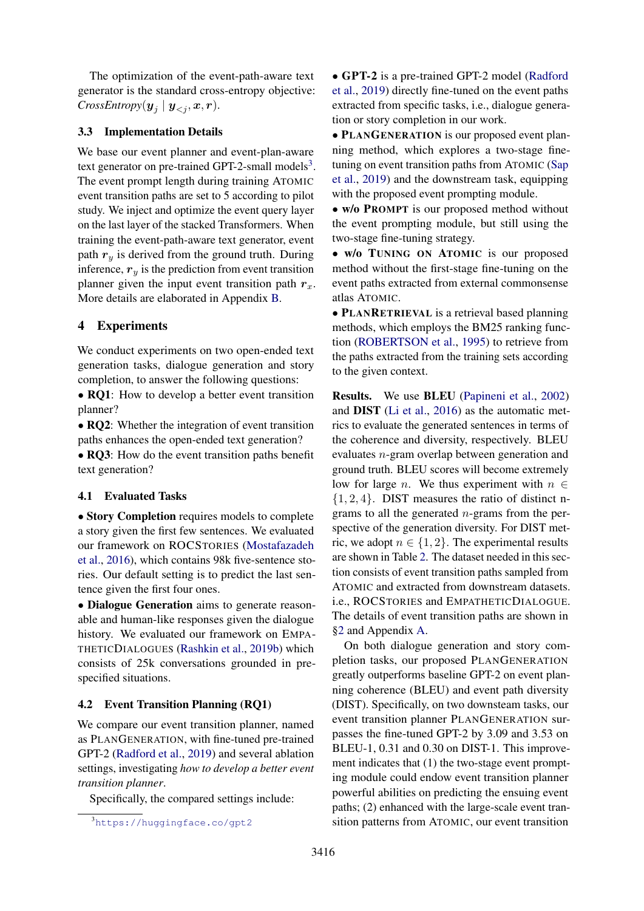The optimization of the event-path-aware text generator is the standard cross-entropy objective: *CrossEntropy*$(\boldsymbol{y}_j \mid \boldsymbol{y}_{<j}, \boldsymbol{x}, \boldsymbol{r})$.

### 3.3 Implementation Details

We base our event planner and event-plan-aware text generator on pre-trained GPT-2-small models[3]. The event prompt length during training ATOMIC event transition paths are set to 5 according to pilot study. We inject and optimize the event query layer on the last layer of the stacked Transformers. When training the event-path-aware text generator, event path $\boldsymbol{r}_y$ is derived from the ground truth. During inference, $\boldsymbol{r}_y$ is the prediction from event transition planner given the input event transition path $\boldsymbol{r}_x$. More details are elaborated in Appendix B.

## 4 Experiments

We conduct experiments on two open-ended text generation tasks, dialogue generation and story completion, to answer the following questions:

- **RQ1**: How to develop a better event transition planner?
- **RQ2**: Whether the integration of event transition paths enhances the open-ended text generation?
- **RQ3**: How do the event transition paths benefit text generation?

### 4.1 Evaluated Tasks

- **Story Completion** requires models to complete a story given the first few sentences. We evaluated our framework on ROCSTORIES (Mostafazadeh et al., 2016), which contains 98k five-sentence stories. Our default setting is to predict the last sentence given the first four ones.
- **Dialogue Generation** aims to generate reasonable and human-like responses given the dialogue history. We evaluated our framework on EMPATHETICDIALOGUES (Rashkin et al., 2019b) which consists of 25k conversations grounded in pre-specified situations.

### 4.2 Event Transition Planning (RQ1)

We compare our event transition planner, named as PLANGENERATION, with fine-tuned pre-trained GPT-2 (Radford et al., 2019) and several ablation settings, investigating *how to develop a better event transition planner*.

Specifically, the compared settings include:

- **GPT-2** is a pre-trained GPT-2 model (Radford et al., 2019) directly fine-tuned on the event paths extracted from specific tasks, i.e., dialogue generation or story completion in our work.
- **PLANGENERATION** is our proposed event planning method, which explores a two-stage fine-tuning on event transition paths from ATOMIC (Sap et al., 2019) and the downstream task, equipping with the proposed event prompting module.
- **w/o PROMPT** is our proposed method without the event prompting module, but still using the two-stage fine-tuning strategy.
- **w/o TUNING ON ATOMIC** is our proposed method without the first-stage fine-tuning on the event paths extracted from external commonsense atlas ATOMIC.
- **PLANRETRIEVAL** is a retrieval based planning methods, which employs the BM25 ranking function (ROBERTSON et al., 1995) to retrieve from the paths extracted from the training sets according to the given context.

**Results.** We use **BLEU** (Papineni et al., 2002) and **DIST** (Li et al., 2016) as the automatic metrics to evaluate the generated sentences in terms of the coherence and diversity, respectively. BLEU evaluates $n$-gram overlap between generation and ground truth. BLEU scores will become extremely low for large $n$. We thus experiment with $n \in \{1, 2, 4\}$. DIST measures the ratio of distinct n-grams to all the generated $n$-grams from the perspective of the generation diversity. For DIST metric, we adopt $n \in \{1, 2\}$. The experimental results are shown in Table 2. The dataset needed in this section consists of event transition paths sampled from ATOMIC and extracted from downstream datasets. i.e., ROCSTORIES and EMPATHETICDIALOGUE. The details of event transition paths are shown in §2 and Appendix A.

On both dialogue generation and story completion tasks, our proposed PLANGENERATION greatly outperforms baseline GPT-2 on event planning coherence (BLEU) and event path diversity (DIST). Specifically, on two downsteam tasks, our event transition planner PLANGENERATION surpasses the fine-tuned GPT-2 by 3.09 and 3.53 on BLEU-1, 0.31 and 0.30 on DIST-1. This improvement indicates that (1) the two-stage event prompting module could endow event transition planner powerful abilities on predicting the ensuing event paths; (2) enhanced with the large-scale event transition patterns from ATOMIC, our event transition

[3] https://huggingface.co/gpt2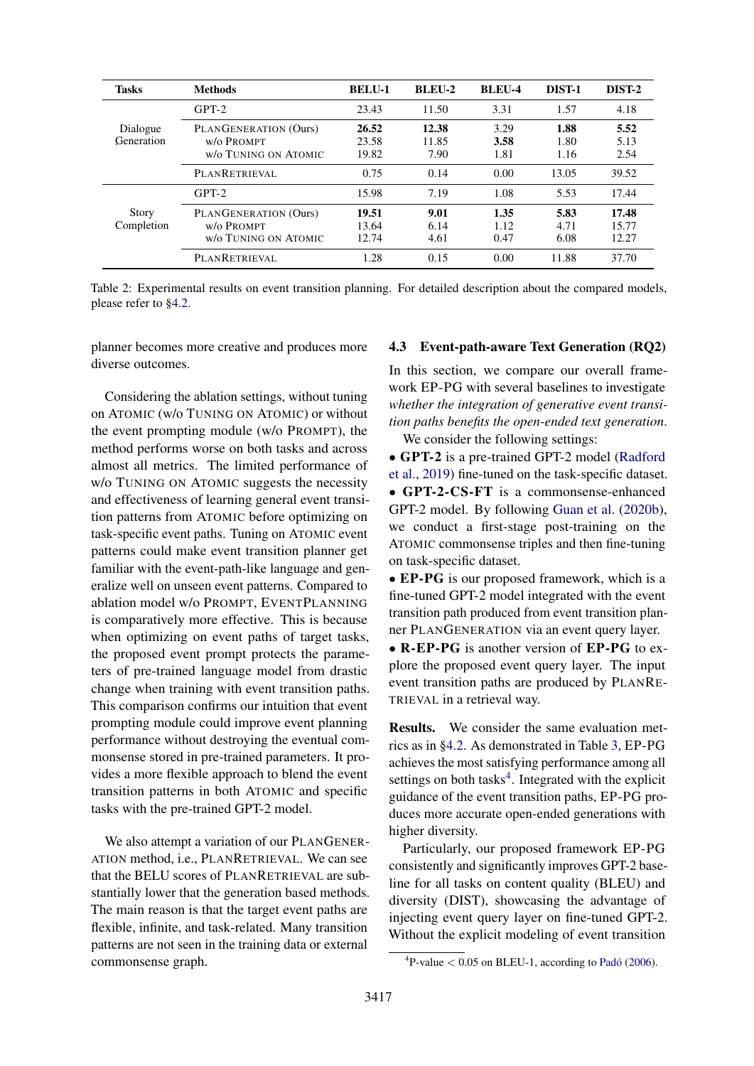| Tasks | Methods | BELU-1 | BLEU-2 | BLEU-4 | DIST-1 | DIST-2 |
|---|---|---|---|---|---|---|
| Dialogue Generation | GPT-2 | 23.43 | 11.50 | 3.31 | 1.57 | 4.18 |
| | PLANGENERATION (Ours) | **26.52** | **12.38** | 3.29 | **1.88** | **5.52** |
| | w/o PROMPT | 23.58 | 11.85 | **3.58** | 1.80 | 5.13 |
| | w/o TUNING ON ATOMIC | 19.82 | 7.90 | 1.81 | 1.16 | 2.54 |
| | PLANRETRIEVAL | 0.75 | 0.14 | 0.00 | 13.05 | 39.52 |
| Story Completion | GPT-2 | 15.98 | 7.19 | 1.08 | 5.53 | 17.44 |
| | PLANGENERATION (Ours) | **19.51** | **9.01** | **1.35** | **5.83** | **17.48** |
| | w/o PROMPT | 13.64 | 6.14 | 1.12 | 4.71 | 15.77 |
| | w/o TUNING ON ATOMIC | 12.74 | 4.61 | 0.47 | 6.08 | 12.27 |
| | PLANRETRIEVAL | 1.28 | 0.15 | 0.00 | 11.88 | 37.70 |

Table 2: Experimental results on event transition planning. For detailed description about the compared models, please refer to §4.2.

planner becomes more creative and produces more diverse outcomes.

Considering the ablation settings, without tuning on ATOMIC (w/o TUNING ON ATOMIC) or without the event prompting module (w/o PROMPT), the method performs worse on both tasks and across almost all metrics. The limited performance of w/o TUNING ON ATOMIC suggests the necessity and effectiveness of learning general event transition patterns from ATOMIC before optimizing on task-specific event paths. Tuning on ATOMIC event patterns could make event transition planner get familiar with the event-path-like language and generalize well on unseen event patterns. Compared to ablation model w/o PROMPT, EVENTPLANNING is comparatively more effective. This is because when optimizing on event paths of target tasks, the proposed event prompt protects the parameters of pre-trained language model from drastic change when training with event transition paths. This comparison confirms our intuition that event prompting module could improve event planning performance without destroying the eventual commonsense stored in pre-trained parameters. It provides a more flexible approach to blend the event transition patterns in both ATOMIC and specific tasks with the pre-trained GPT-2 model.

We also attempt a variation of our PLANGENERATION method, i.e., PLANRETRIEVAL. We can see that the BELU scores of PLANRETRIEVAL are substantially lower that the generation based methods. The main reason is that the target event paths are flexible, infinite, and task-related. Many transition patterns are not seen in the training data or external commonsense graph.

### 4.3 Event-path-aware Text Generation (RQ2)

In this section, we compare our overall framework EP-PG with several baselines to investigate *whether the integration of generative event transition paths benefits the open-ended text generation.*

We consider the following settings:

- **GPT-2** is a pre-trained GPT-2 model (Radford et al., 2019) fine-tuned on the task-specific dataset.
- **GPT-2-CS-FT** is a commonsense-enhanced GPT-2 model. By following Guan et al. (2020b), we conduct a first-stage post-training on the ATOMIC commonsense triples and then fine-tuning on task-specific dataset.
- **EP-PG** is our proposed framework, which is a fine-tuned GPT-2 model integrated with the event transition path produced from event transition planner PLANGENERATION via an event query layer.
- **R-EP-PG** is another version of **EP-PG** to explore the proposed event query layer. The input event transition paths are produced by PLANRETRIEVAL in a retrieval way.

**Results.** We consider the same evaluation metrics as in §4.2. As demonstrated in Table 3, EP-PG achieves the most satisfying performance among all settings on both tasks[4]. Integrated with the explicit guidance of the event transition paths, EP-PG produces more accurate open-ended generations with higher diversity.

Particularly, our proposed framework EP-PG consistently and significantly improves GPT-2 baseline for all tasks on content quality (BLEU) and diversity (DIST), showcasing the advantage of injecting event query layer on fine-tuned GPT-2. Without the explicit modeling of event transition

[4] P-value $< 0.05$ on BLEU-1, according to Padó (2006).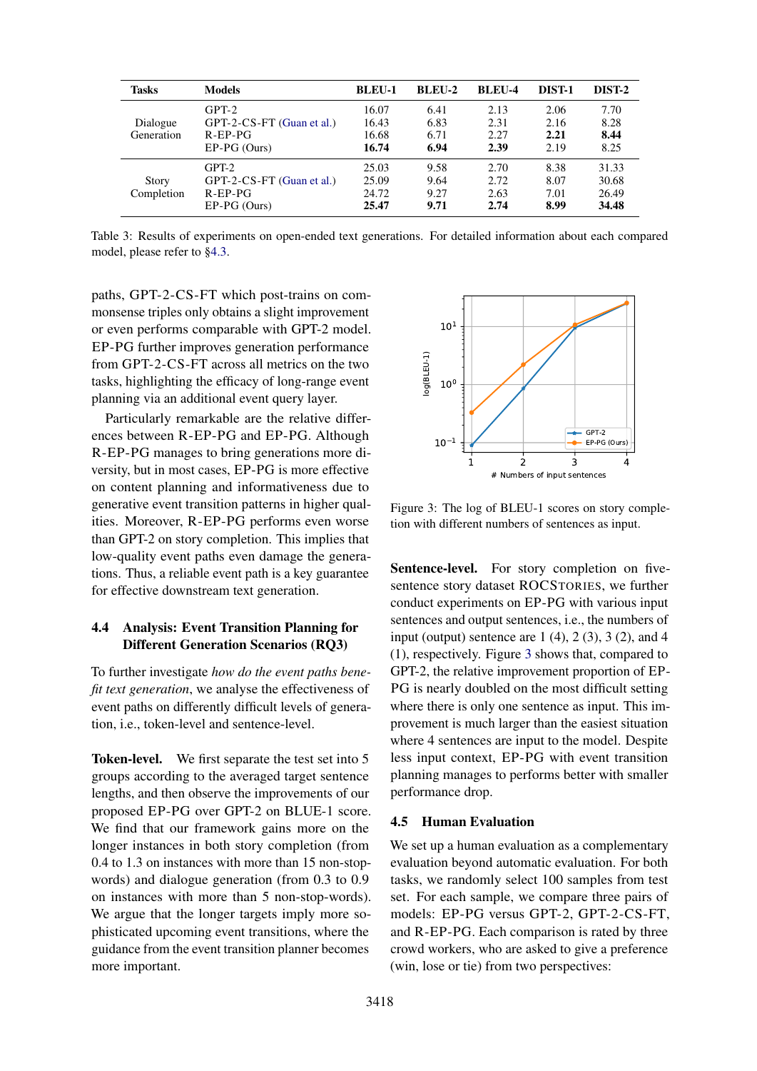| Tasks | Models | BLEU-1 | BLEU-2 | BLEU-4 | DIST-1 | DIST-2 |
|---|---|---|---|---|---|---|
| Dialogue Generation | GPT-2 | 16.07 | 6.41 | 2.13 | 2.06 | 7.70 |
| | GPT-2-CS-FT (Guan et al.) | 16.43 | 6.83 | 2.31 | 2.16 | 8.28 |
| | R-EP-PG | 16.68 | 6.71 | 2.27 | **2.21** | **8.44** |
| | EP-PG (Ours) | **16.74** | **6.94** | **2.39** | 2.19 | 8.25 |
| Story Completion | GPT-2 | 25.03 | 9.58 | 2.70 | 8.38 | 31.33 |
| | GPT-2-CS-FT (Guan et al.) | 25.09 | 9.64 | 2.72 | 8.07 | 30.68 |
| | R-EP-PG | 24.72 | 9.27 | 2.63 | 7.01 | 26.49 |
| | EP-PG (Ours) | **25.47** | **9.71** | **2.74** | **8.99** | **34.48** |

Table 3: Results of experiments on open-ended text generations. For detailed information about each compared model, please refer to §4.3.

paths, GPT-2-CS-FT which post-trains on commonsense triples only obtains a slight improvement or even performs comparable with GPT-2 model. EP-PG further improves generation performance from GPT-2-CS-FT across all metrics on the two tasks, highlighting the efficacy of long-range event planning via an additional event query layer.

Particularly remarkable are the relative differences between R-EP-PG and EP-PG. Although R-EP-PG manages to bring generations more diversity, but in most cases, EP-PG is more effective on content planning and informativeness due to generative event transition patterns in higher qualities. Moreover, R-EP-PG performs even worse than GPT-2 on story completion. This implies that low-quality event paths even damage the generations. Thus, a reliable event path is a key guarantee for effective downstream text generation.

## 4.4 Analysis: Event Transition Planning for Different Generation Scenarios (RQ3)

To further investigate *how do the event paths benefit text generation*, we analyse the effectiveness of event paths on differently difficult levels of generation, i.e., token-level and sentence-level.

**Token-level.** We first separate the test set into 5 groups according to the averaged target sentence lengths, and then observe the improvements of our proposed EP-PG over GPT-2 on BLUE-1 score. We find that our framework gains more on the longer instances in both story completion (from 0.4 to 1.3 on instances with more than 15 non-stop-words) and dialogue generation (from 0.3 to 0.9 on instances with more than 5 non-stop-words). We argue that the longer targets imply more sophisticated upcoming event transitions, where the guidance from the event transition planner becomes more important.

Figure 3: The log of BLEU-1 scores on story completion with different numbers of sentences as input.

**Sentence-level.** For story completion on five-sentence story dataset ROCSTORIES, we further conduct experiments on EP-PG with various input sentences and output sentences, i.e., the numbers of input (output) sentence are 1 (4), 2 (3), 3 (2), and 4 (1), respectively. Figure 3 shows that, compared to GPT-2, the relative improvement proportion of EP-PG is nearly doubled on the most difficult setting where there is only one sentence as input. This improvement is much larger than the easiest situation where 4 sentences are input to the model. Despite less input context, EP-PG with event transition planning manages to performs better with smaller performance drop.

## 4.5 Human Evaluation

We set up a human evaluation as a complementary evaluation beyond automatic evaluation. For both tasks, we randomly select 100 samples from test set. For each sample, we compare three pairs of models: EP-PG versus GPT-2, GPT-2-CS-FT, and R-EP-PG. Each comparison is rated by three crowd workers, who are asked to give a preference (win, lose or tie) from two perspectives: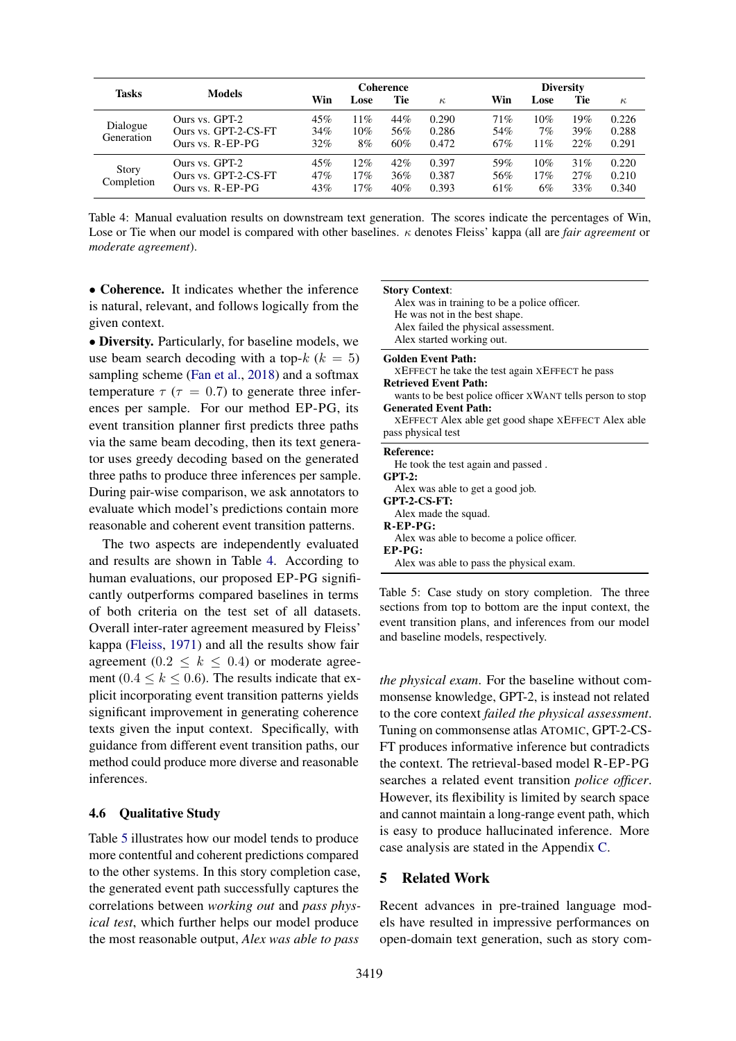| Tasks | Models | Coherence | | | | Diversity | | | |
|---|---|---|---|---|---|---|---|---|---|
| | | Win | Lose | Tie | $\kappa$ | Win | Lose | Tie | $\kappa$ |
| Dialogue Generation | Ours vs. GPT-2 | 45% | 11% | 44% | 0.290 | 71% | 10% | 19% | 0.226 |
| | Ours vs. GPT-2-CS-FT | 34% | 10% | 56% | 0.286 | 54% | 7% | 39% | 0.288 |
| | Ours vs. R-EP-PG | 32% | 8% | 60% | 0.472 | 67% | 11% | 22% | 0.291 |
| Story Completion | Ours vs. GPT-2 | 45% | 12% | 42% | 0.397 | 59% | 10% | 31% | 0.220 |
| | Ours vs. GPT-2-CS-FT | 47% | 17% | 36% | 0.387 | 56% | 17% | 27% | 0.210 |
| | Ours vs. R-EP-PG | 43% | 17% | 40% | 0.393 | 61% | 6% | 33% | 0.340 |

Table 4: Manual evaluation results on downstream text generation. The scores indicate the percentages of Win, Lose or Tie when our model is compared with other baselines. $\kappa$ denotes Fleiss' kappa (all are *fair agreement* or *moderate agreement*).

• **Coherence.** It indicates whether the inference is natural, relevant, and follows logically from the given context.

• **Diversity.** Particularly, for baseline models, we use beam search decoding with a top-$k$ ($k = 5$) sampling scheme (Fan et al., 2018) and a softmax temperature $\tau$ ($\tau = 0.7$) to generate three inferences per sample. For our method EP-PG, its event transition planner first predicts three paths via the same beam decoding, then its text generator uses greedy decoding based on the generated three paths to produce three inferences per sample. During pair-wise comparison, we ask annotators to evaluate which model's predictions contain more reasonable and coherent event transition patterns.

The two aspects are independently evaluated and results are shown in Table 4. According to human evaluations, our proposed EP-PG significantly outperforms compared baselines in terms of both criteria on the test set of all datasets. Overall inter-rater agreement measured by Fleiss' kappa (Fleiss, 1971) and all the results show fair agreement ($0.2 \leq k \leq 0.4$) or moderate agreement ($0.4 \leq k \leq 0.6$). The results indicate that explicit incorporating event transition patterns yields significant improvement in generating coherence texts given the input context. Specifically, with guidance from different event transition paths, our method could produce more diverse and reasonable inferences.

### 4.6 Qualitative Study

Table 5 illustrates how our model tends to produce more contentful and coherent predictions compared to the other systems. In this story completion case, the generated event path successfully captures the correlations between *working out* and *pass physical test*, which further helps our model produce the most reasonable output, *Alex was able to pass the physical exam*. For the baseline without commonsense knowledge, GPT-2, is instead not related to the core context *failed the physical assessment*. Tuning on commonsense atlas ATOMIC, GPT-2-CS-FT produces informative inference but contradicts the context. The retrieval-based model R-EP-PG searches a related event transition *police officer*. However, its flexibility is limited by search space and cannot maintain a long-range event path, which is easy to produce hallucinated inference. More case analysis are stated in the Appendix C.

**Story Context**:
Alex was in training to be a police officer.
He was not in the best shape.
Alex failed the physical assessment.
Alex started working out.

**Golden Event Path:**
XEFFECT he take the test again XEFFECT he pass
**Retrieved Event Path:**
wants to be best police officer XWANT tells person to stop
**Generated Event Path:**
XEFFECT Alex able get good shape XEFFECT Alex able pass physical test

**Reference:**
He took the test again and passed .
**GPT-2:**
Alex was able to get a good job.
**GPT-2-CS-FT:**
Alex made the squad.
**R-EP-PG:**
Alex was able to become a police officer.
**EP-PG:**
Alex was able to pass the physical exam.

Table 5: Case study on story completion. The three sections from top to bottom are the input context, the event transition plans, and inferences from our model and baseline models, respectively.

## 5 Related Work

Recent advances in pre-trained language models have resulted in impressive performances on open-domain text generation, such as story com-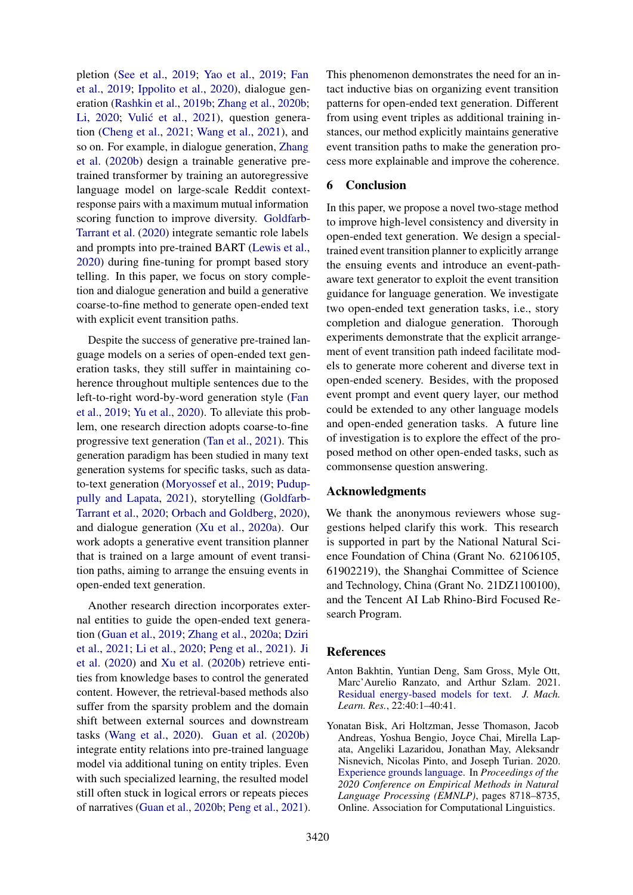pletion (See et al., 2019; Yao et al., 2019; Fan et al., 2019; Ippolito et al., 2020), dialogue generation (Rashkin et al., 2019b; Zhang et al., 2020b; Li, 2020; Vulić et al., 2021), question generation (Cheng et al., 2021; Wang et al., 2021), and so on. For example, in dialogue generation, Zhang et al. (2020b) design a trainable generative pre-trained transformer by training an autoregressive language model on large-scale Reddit context-response pairs with a maximum mutual information scoring function to improve diversity. Goldfarb-Tarrant et al. (2020) integrate semantic role labels and prompts into pre-trained BART (Lewis et al., 2020) during fine-tuning for prompt based story telling. In this paper, we focus on story completion and dialogue generation and build a generative coarse-to-fine method to generate open-ended text with explicit event transition paths.

Despite the success of generative pre-trained language models on a series of open-ended text generation tasks, they still suffer in maintaining coherence throughout multiple sentences due to the left-to-right word-by-word generation style (Fan et al., 2019; Yu et al., 2020). To alleviate this problem, one research direction adopts coarse-to-fine progressive text generation (Tan et al., 2021). This generation paradigm has been studied in many text generation systems for specific tasks, such as data-to-text generation (Moryossef et al., 2019; Puduppully and Lapata, 2021), storytelling (Goldfarb-Tarrant et al., 2020; Orbach and Goldberg, 2020), and dialogue generation (Xu et al., 2020a). Our work adopts a generative event transition planner that is trained on a large amount of event transition paths, aiming to arrange the ensuing events in open-ended text generation.

Another research direction incorporates external entities to guide the open-ended text generation (Guan et al., 2019; Zhang et al., 2020a; Dziri et al., 2021; Li et al., 2020; Peng et al., 2021). Ji et al. (2020) and Xu et al. (2020b) retrieve entities from knowledge bases to control the generated content. However, the retrieval-based methods also suffer from the sparsity problem and the domain shift between external sources and downstream tasks (Wang et al., 2020). Guan et al. (2020b) integrate entity relations into pre-trained language model via additional tuning on entity triples. Even with such specialized learning, the resulted model still often stuck in logical errors or repeats pieces of narratives (Guan et al., 2020b; Peng et al., 2021). This phenomenon demonstrates the need for an intact inductive bias on organizing event transition patterns for open-ended text generation. Different from using event triples as additional training instances, our method explicitly maintains generative event transition paths to make the generation process more explainable and improve the coherence.

## 6 Conclusion

In this paper, we propose a novel two-stage method to improve high-level consistency and diversity in open-ended text generation. We design a special-trained event transition planner to explicitly arrange the ensuing events and introduce an event-path-aware text generator to exploit the event transition guidance for language generation. We investigate two open-ended text generation tasks, i.e., story completion and dialogue generation. Thorough experiments demonstrate that the explicit arrangement of event transition path indeed facilitate models to generate more coherent and diverse text in open-ended scenery. Besides, with the proposed event prompt and event query layer, our method could be extended to any other language models and open-ended generation tasks. A future line of investigation is to explore the effect of the proposed method on other open-ended tasks, such as commonsense question answering.

## Acknowledgments

We thank the anonymous reviewers whose suggestions helped clarify this work. This research is supported in part by the National Natural Science Foundation of China (Grant No. 62106105, 61902219), the Shanghai Committee of Science and Technology, China (Grant No. 21DZ1100100), and the Tencent AI Lab Rhino-Bird Focused Research Program.

## References

Anton Bakhtin, Yuntian Deng, Sam Gross, Myle Ott, Marc'Aurelio Ranzato, and Arthur Szlam. 2021. Residual energy-based models for text. *J. Mach. Learn. Res.*, 22:40:1–40:41.

Yonatan Bisk, Ari Holtzman, Jesse Thomason, Jacob Andreas, Yoshua Bengio, Joyce Chai, Mirella Lapata, Angeliki Lazaridou, Jonathan May, Aleksandr Nisnevich, Nicolas Pinto, and Joseph Turian. 2020. Experience grounds language. In *Proceedings of the 2020 Conference on Empirical Methods in Natural Language Processing (EMNLP)*, pages 8718–8735, Online. Association for Computational Linguistics.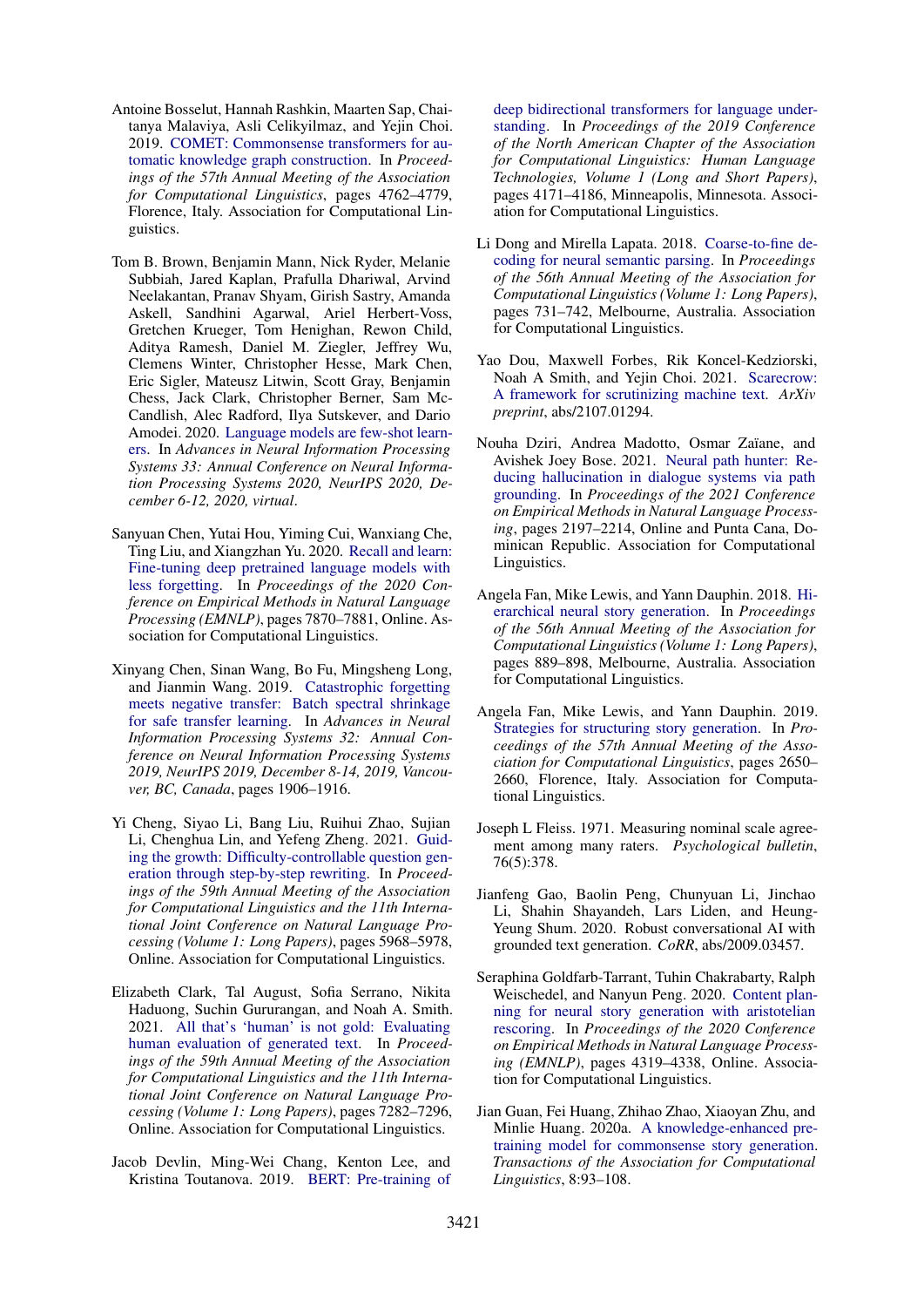Antoine Bosselut, Hannah Rashkin, Maarten Sap, Chaitanya Malaviya, Asli Celikyilmaz, and Yejin Choi. 2019. COMET: Commonsense transformers for automatic knowledge graph construction. In *Proceedings of the 57th Annual Meeting of the Association for Computational Linguistics*, pages 4762–4779, Florence, Italy. Association for Computational Linguistics.

Tom B. Brown, Benjamin Mann, Nick Ryder, Melanie Subbiah, Jared Kaplan, Prafulla Dhariwal, Arvind Neelakantan, Pranav Shyam, Girish Sastry, Amanda Askell, Sandhini Agarwal, Ariel Herbert-Voss, Gretchen Krueger, Tom Henighan, Rewon Child, Aditya Ramesh, Daniel M. Ziegler, Jeffrey Wu, Clemens Winter, Christopher Hesse, Mark Chen, Eric Sigler, Mateusz Litwin, Scott Gray, Benjamin Chess, Jack Clark, Christopher Berner, Sam McCandlish, Alec Radford, Ilya Sutskever, and Dario Amodei. 2020. Language models are few-shot learners. In *Advances in Neural Information Processing Systems 33: Annual Conference on Neural Information Processing Systems 2020, NeurIPS 2020, December 6-12, 2020, virtual*.

Sanyuan Chen, Yutai Hou, Yiming Cui, Wanxiang Che, Ting Liu, and Xiangzhan Yu. 2020. Recall and learn: Fine-tuning deep pretrained language models with less forgetting. In *Proceedings of the 2020 Conference on Empirical Methods in Natural Language Processing (EMNLP)*, pages 7870–7881, Online. Association for Computational Linguistics.

Xinyang Chen, Sinan Wang, Bo Fu, Mingsheng Long, and Jianmin Wang. 2019. Catastrophic forgetting meets negative transfer: Batch spectral shrinkage for safe transfer learning. In *Advances in Neural Information Processing Systems 32: Annual Conference on Neural Information Processing Systems 2019, NeurIPS 2019, December 8-14, 2019, Vancouver, BC, Canada*, pages 1906–1916.

Yi Cheng, Siyao Li, Bang Liu, Ruihui Zhao, Sujian Li, Chenghua Lin, and Yefeng Zheng. 2021. Guiding the growth: Difficulty-controllable question generation through step-by-step rewriting. In *Proceedings of the 59th Annual Meeting of the Association for Computational Linguistics and the 11th International Joint Conference on Natural Language Processing (Volume 1: Long Papers)*, pages 5968–5978, Online. Association for Computational Linguistics.

Elizabeth Clark, Tal August, Sofia Serrano, Nikita Haduong, Suchin Gururangan, and Noah A. Smith. 2021. All that's 'human' is not gold: Evaluating human evaluation of generated text. In *Proceedings of the 59th Annual Meeting of the Association for Computational Linguistics and the 11th International Joint Conference on Natural Language Processing (Volume 1: Long Papers)*, pages 7282–7296, Online. Association for Computational Linguistics.

Jacob Devlin, Ming-Wei Chang, Kenton Lee, and Kristina Toutanova. 2019. BERT: Pre-training of deep bidirectional transformers for language understanding. In *Proceedings of the 2019 Conference of the North American Chapter of the Association for Computational Linguistics: Human Language Technologies, Volume 1 (Long and Short Papers)*, pages 4171–4186, Minneapolis, Minnesota. Association for Computational Linguistics.

Li Dong and Mirella Lapata. 2018. Coarse-to-fine decoding for neural semantic parsing. In *Proceedings of the 56th Annual Meeting of the Association for Computational Linguistics (Volume 1: Long Papers)*, pages 731–742, Melbourne, Australia. Association for Computational Linguistics.

Yao Dou, Maxwell Forbes, Rik Koncel-Kedziorski, Noah A Smith, and Yejin Choi. 2021. Scarecrow: A framework for scrutinizing machine text. *ArXiv preprint*, abs/2107.01294.

Nouha Dziri, Andrea Madotto, Osmar Zaïane, and Avishek Joey Bose. 2021. Neural path hunter: Reducing hallucination in dialogue systems via path grounding. In *Proceedings of the 2021 Conference on Empirical Methods in Natural Language Processing*, pages 2197–2214, Online and Punta Cana, Dominican Republic. Association for Computational Linguistics.

Angela Fan, Mike Lewis, and Yann Dauphin. 2018. Hierarchical neural story generation. In *Proceedings of the 56th Annual Meeting of the Association for Computational Linguistics (Volume 1: Long Papers)*, pages 889–898, Melbourne, Australia. Association for Computational Linguistics.

Angela Fan, Mike Lewis, and Yann Dauphin. 2019. Strategies for structuring story generation. In *Proceedings of the 57th Annual Meeting of the Association for Computational Linguistics*, pages 2650–2660, Florence, Italy. Association for Computational Linguistics.

Joseph L Fleiss. 1971. Measuring nominal scale agreement among many raters. *Psychological bulletin*, 76(5):378.

Jianfeng Gao, Baolin Peng, Chunyuan Li, Jinchao Li, Shahin Shayandeh, Lars Liden, and Heung-Yeung Shum. 2020. Robust conversational AI with grounded text generation. *CoRR*, abs/2009.03457.

Seraphina Goldfarb-Tarrant, Tuhin Chakrabarty, Ralph Weischedel, and Nanyun Peng. 2020. Content planning for neural story generation with aristotelian rescoring. In *Proceedings of the 2020 Conference on Empirical Methods in Natural Language Processing (EMNLP)*, pages 4319–4338, Online. Association for Computational Linguistics.

Jian Guan, Fei Huang, Zhihao Zhao, Xiaoyan Zhu, and Minlie Huang. 2020a. A knowledge-enhanced pretraining model for commonsense story generation. *Transactions of the Association for Computational Linguistics*, 8:93–108.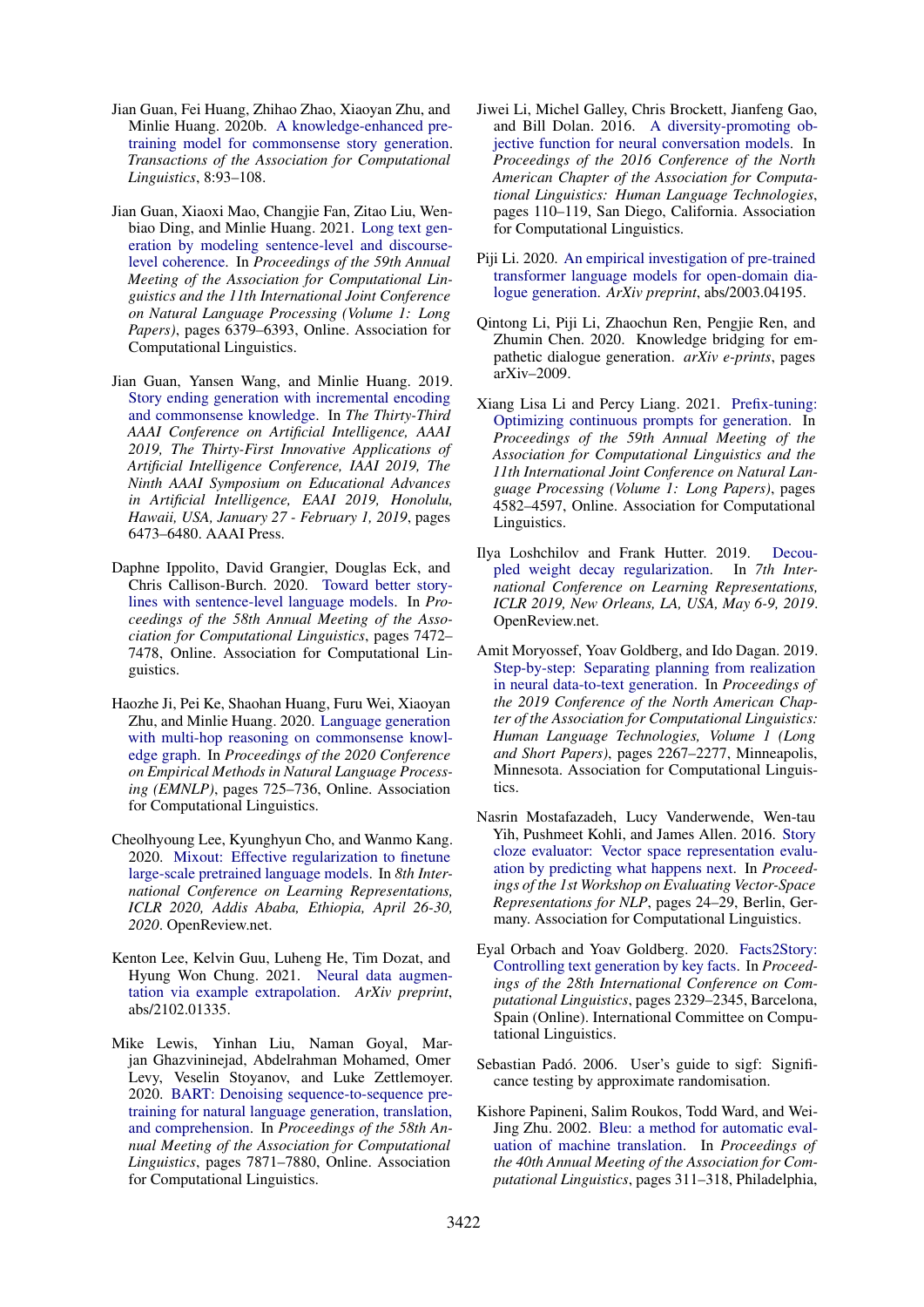Jian Guan, Fei Huang, Zhihao Zhao, Xiaoyan Zhu, and Minlie Huang. 2020b. A knowledge-enhanced pretraining model for commonsense story generation. *Transactions of the Association for Computational Linguistics*, 8:93–108.

Jian Guan, Xiaoxi Mao, Changjie Fan, Zitao Liu, Wenbiao Ding, and Minlie Huang. 2021. Long text generation by modeling sentence-level and discourse-level coherence. In *Proceedings of the 59th Annual Meeting of the Association for Computational Linguistics and the 11th International Joint Conference on Natural Language Processing (Volume 1: Long Papers)*, pages 6379–6393, Online. Association for Computational Linguistics.

Jian Guan, Yansen Wang, and Minlie Huang. 2019. Story ending generation with incremental encoding and commonsense knowledge. In *The Thirty-Third AAAI Conference on Artificial Intelligence, AAAI 2019, The Thirty-First Innovative Applications of Artificial Intelligence Conference, IAAI 2019, The Ninth AAAI Symposium on Educational Advances in Artificial Intelligence, EAAI 2019, Honolulu, Hawaii, USA, January 27 - February 1, 2019*, pages 6473–6480. AAAI Press.

Daphne Ippolito, David Grangier, Douglas Eck, and Chris Callison-Burch. 2020. Toward better storylines with sentence-level language models. In *Proceedings of the 58th Annual Meeting of the Association for Computational Linguistics*, pages 7472–7478, Online. Association for Computational Linguistics.

Haozhe Ji, Pei Ke, Shaohan Huang, Furu Wei, Xiaoyan Zhu, and Minlie Huang. 2020. Language generation with multi-hop reasoning on commonsense knowledge graph. In *Proceedings of the 2020 Conference on Empirical Methods in Natural Language Processing (EMNLP)*, pages 725–736, Online. Association for Computational Linguistics.

Cheolhyoung Lee, Kyunghyun Cho, and Wanmo Kang. 2020. Mixout: Effective regularization to finetune large-scale pretrained language models. In *8th International Conference on Learning Representations, ICLR 2020, Addis Ababa, Ethiopia, April 26-30, 2020*. OpenReview.net.

Kenton Lee, Kelvin Guu, Luheng He, Tim Dozat, and Hyung Won Chung. 2021. Neural data augmentation via example extrapolation. *ArXiv preprint*, abs/2102.01335.

Mike Lewis, Yinhan Liu, Naman Goyal, Marjan Ghazvininejad, Abdelrahman Mohamed, Omer Levy, Veselin Stoyanov, and Luke Zettlemoyer. 2020. BART: Denoising sequence-to-sequence pretraining for natural language generation, translation, and comprehension. In *Proceedings of the 58th Annual Meeting of the Association for Computational Linguistics*, pages 7871–7880, Online. Association for Computational Linguistics.

Jiwei Li, Michel Galley, Chris Brockett, Jianfeng Gao, and Bill Dolan. 2016. A diversity-promoting objective function for neural conversation models. In *Proceedings of the 2016 Conference of the North American Chapter of the Association for Computational Linguistics: Human Language Technologies*, pages 110–119, San Diego, California. Association for Computational Linguistics.

Piji Li. 2020. An empirical investigation of pre-trained transformer language models for open-domain dialogue generation. *ArXiv preprint*, abs/2003.04195.

Qintong Li, Piji Li, Zhaochun Ren, Pengjie Ren, and Zhumin Chen. 2020. Knowledge bridging for empathetic dialogue generation. *arXiv e-prints*, pages arXiv–2009.

Xiang Lisa Li and Percy Liang. 2021. Prefix-tuning: Optimizing continuous prompts for generation. In *Proceedings of the 59th Annual Meeting of the Association for Computational Linguistics and the 11th International Joint Conference on Natural Language Processing (Volume 1: Long Papers)*, pages 4582–4597, Online. Association for Computational Linguistics.

Ilya Loshchilov and Frank Hutter. 2019. Decoupled weight decay regularization. In *7th International Conference on Learning Representations, ICLR 2019, New Orleans, LA, USA, May 6-9, 2019*. OpenReview.net.

Amit Moryossef, Yoav Goldberg, and Ido Dagan. 2019. Step-by-step: Separating planning from realization in neural data-to-text generation. In *Proceedings of the 2019 Conference of the North American Chapter of the Association for Computational Linguistics: Human Language Technologies, Volume 1 (Long and Short Papers)*, pages 2267–2277, Minneapolis, Minnesota. Association for Computational Linguistics.

Nasrin Mostafazadeh, Lucy Vanderwende, Wen-tau Yih, Pushmeet Kohli, and James Allen. 2016. Story cloze evaluator: Vector space representation evaluation by predicting what happens next. In *Proceedings of the 1st Workshop on Evaluating Vector-Space Representations for NLP*, pages 24–29, Berlin, Germany. Association for Computational Linguistics.

Eyal Orbach and Yoav Goldberg. 2020. Facts2Story: Controlling text generation by key facts. In *Proceedings of the 28th International Conference on Computational Linguistics*, pages 2329–2345, Barcelona, Spain (Online). International Committee on Computational Linguistics.

Sebastian Padó. 2006. User's guide to sigf: Significance testing by approximate randomisation.

Kishore Papineni, Salim Roukos, Todd Ward, and Wei-Jing Zhu. 2002. Bleu: a method for automatic evaluation of machine translation. In *Proceedings of the 40th Annual Meeting of the Association for Computational Linguistics*, pages 311–318, Philadelphia,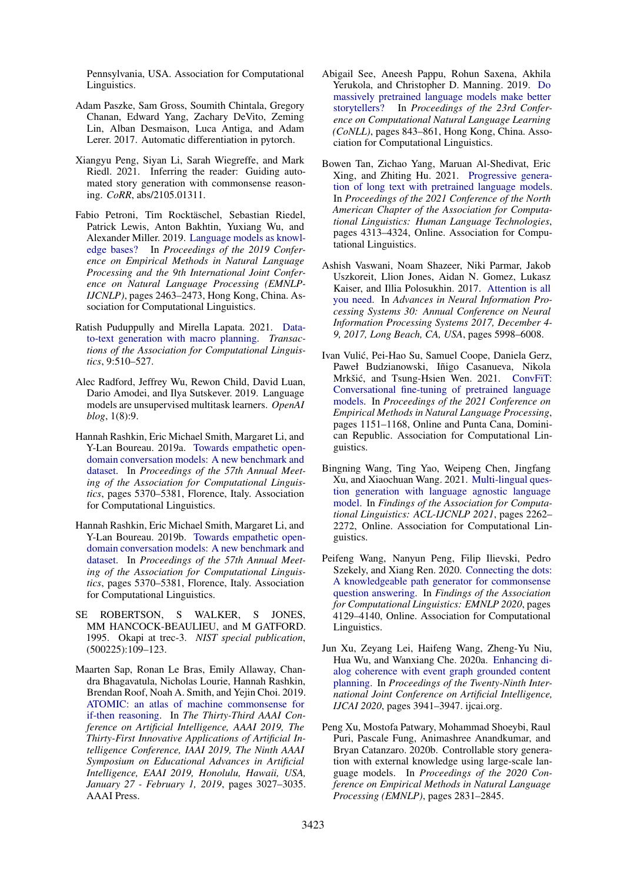Pennsylvania, USA. Association for Computational Linguistics.

Adam Paszke, Sam Gross, Soumith Chintala, Gregory Chanan, Edward Yang, Zachary DeVito, Zeming Lin, Alban Desmaison, Luca Antiga, and Adam Lerer. 2017. Automatic differentiation in pytorch.

Xiangyu Peng, Siyan Li, Sarah Wiegreffe, and Mark Riedl. 2021. Inferring the reader: Guiding automated story generation with commonsense reasoning. *CoRR*, abs/2105.01311.

Fabio Petroni, Tim Rocktäschel, Sebastian Riedel, Patrick Lewis, Anton Bakhtin, Yuxiang Wu, and Alexander Miller. 2019. Language models as knowledge bases? In *Proceedings of the 2019 Conference on Empirical Methods in Natural Language Processing and the 9th International Joint Conference on Natural Language Processing (EMNLP-IJCNLP)*, pages 2463–2473, Hong Kong, China. Association for Computational Linguistics.

Ratish Puduppully and Mirella Lapata. 2021. Data-to-text generation with macro planning. *Transactions of the Association for Computational Linguistics*, 9:510–527.

Alec Radford, Jeffrey Wu, Rewon Child, David Luan, Dario Amodei, and Ilya Sutskever. 2019. Language models are unsupervised multitask learners. *OpenAI blog*, 1(8):9.

Hannah Rashkin, Eric Michael Smith, Margaret Li, and Y-Lan Boureau. 2019a. Towards empathetic open-domain conversation models: A new benchmark and dataset. In *Proceedings of the 57th Annual Meeting of the Association for Computational Linguistics*, pages 5370–5381, Florence, Italy. Association for Computational Linguistics.

Hannah Rashkin, Eric Michael Smith, Margaret Li, and Y-Lan Boureau. 2019b. Towards empathetic open-domain conversation models: A new benchmark and dataset. In *Proceedings of the 57th Annual Meeting of the Association for Computational Linguistics*, pages 5370–5381, Florence, Italy. Association for Computational Linguistics.

SE ROBERTSON, S WALKER, S JONES, MM HANCOCK-BEAULIEU, and M GATFORD. 1995. Okapi at trec-3. *NIST special publication*, (500225):109–123.

Maarten Sap, Ronan Le Bras, Emily Allaway, Chandra Bhagavatula, Nicholas Lourie, Hannah Rashkin, Brendan Roof, Noah A. Smith, and Yejin Choi. 2019. ATOMIC: an atlas of machine commonsense for if-then reasoning. In *The Thirty-Third AAAI Conference on Artificial Intelligence, AAAI 2019, The Thirty-First Innovative Applications of Artificial Intelligence Conference, IAAI 2019, The Ninth AAAI Symposium on Educational Advances in Artificial Intelligence, EAAI 2019, Honolulu, Hawaii, USA, January 27 - February 1, 2019*, pages 3027–3035. AAAI Press.

Abigail See, Aneesh Pappu, Rohun Saxena, Akhila Yerukola, and Christopher D. Manning. 2019. Do massively pretrained language models make better storytellers? In *Proceedings of the 23rd Conference on Computational Natural Language Learning (CoNLL)*, pages 843–861, Hong Kong, China. Association for Computational Linguistics.

Bowen Tan, Zichao Yang, Maruan Al-Shedivat, Eric Xing, and Zhiting Hu. 2021. Progressive generation of long text with pretrained language models. In *Proceedings of the 2021 Conference of the North American Chapter of the Association for Computational Linguistics: Human Language Technologies*, pages 4313–4324, Online. Association for Computational Linguistics.

Ashish Vaswani, Noam Shazeer, Niki Parmar, Jakob Uszkoreit, Llion Jones, Aidan N. Gomez, Lukasz Kaiser, and Illia Polosukhin. 2017. Attention is all you need. In *Advances in Neural Information Processing Systems 30: Annual Conference on Neural Information Processing Systems 2017, December 4-9, 2017, Long Beach, CA, USA*, pages 5998–6008.

Ivan Vulić, Pei-Hao Su, Samuel Coope, Daniela Gerz, Paweł Budzianowski, Iñigo Casanueva, Nikola Mrkšić, and Tsung-Hsien Wen. 2021. ConvFiT: Conversational fine-tuning of pretrained language models. In *Proceedings of the 2021 Conference on Empirical Methods in Natural Language Processing*, pages 1151–1168, Online and Punta Cana, Dominican Republic. Association for Computational Linguistics.

Bingning Wang, Ting Yao, Weipeng Chen, Jingfang Xu, and Xiaochuan Wang. 2021. Multi-lingual question generation with language agnostic language model. In *Findings of the Association for Computational Linguistics: ACL-IJCNLP 2021*, pages 2262–2272, Online. Association for Computational Linguistics.

Peifeng Wang, Nanyun Peng, Filip Ilievski, Pedro Szekely, and Xiang Ren. 2020. Connecting the dots: A knowledgeable path generator for commonsense question answering. In *Findings of the Association for Computational Linguistics: EMNLP 2020*, pages 4129–4140, Online. Association for Computational Linguistics.

Jun Xu, Zeyang Lei, Haifeng Wang, Zheng-Yu Niu, Hua Wu, and Wanxiang Che. 2020a. Enhancing dialog coherence with event graph grounded content planning. In *Proceedings of the Twenty-Ninth International Joint Conference on Artificial Intelligence, IJCAI 2020*, pages 3941–3947. ijcai.org.

Peng Xu, Mostofa Patwary, Mohammad Shoeybi, Raul Puri, Pascale Fung, Animashree Anandkumar, and Bryan Catanzaro. 2020b. Controllable story generation with external knowledge using large-scale language models. In *Proceedings of the 2020 Conference on Empirical Methods in Natural Language Processing (EMNLP)*, pages 2831–2845.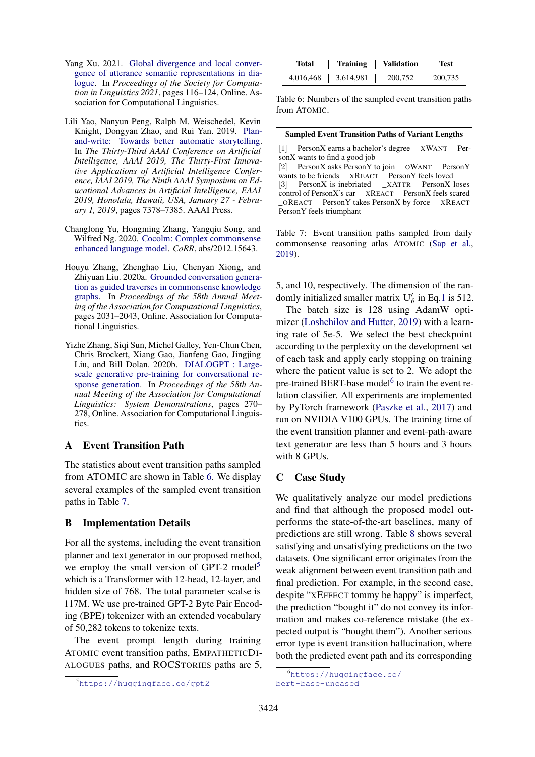Yang Xu. 2021. Global divergence and local convergence of utterance semantic representations in dialogue. In *Proceedings of the Society for Computation in Linguistics 2021*, pages 116–124, Online. Association for Computational Linguistics.

Lili Yao, Nanyun Peng, Ralph M. Weischedel, Kevin Knight, Dongyan Zhao, and Rui Yan. 2019. Plan-and-write: Towards better automatic storytelling. In *The Thirty-Third AAAI Conference on Artificial Intelligence, AAAI 2019, The Thirty-First Innovative Applications of Artificial Intelligence Conference, IAAI 2019, The Ninth AAAI Symposium on Educational Advances in Artificial Intelligence, EAAI 2019, Honolulu, Hawaii, USA, January 27 - February 1, 2019*, pages 7378–7385. AAAI Press.

Changlong Yu, Hongming Zhang, Yangqiu Song, and Wilfred Ng. 2020. Cocolm: Complex commonsense enhanced language model. *CoRR*, abs/2012.15643.

Houyu Zhang, Zhenghao Liu, Chenyan Xiong, and Zhiyuan Liu. 2020a. Grounded conversation generation as guided traverses in commonsense knowledge graphs. In *Proceedings of the 58th Annual Meeting of the Association for Computational Linguistics*, pages 2031–2043, Online. Association for Computational Linguistics.

Yizhe Zhang, Siqi Sun, Michel Galley, Yen-Chun Chen, Chris Brockett, Xiang Gao, Jianfeng Gao, Jingjing Liu, and Bill Dolan. 2020b. DIALOGPT : Large-scale generative pre-training for conversational response generation. In *Proceedings of the 58th Annual Meeting of the Association for Computational Linguistics: System Demonstrations*, pages 270–278, Online. Association for Computational Linguistics.

## A Event Transition Path

The statistics about event transition paths sampled from ATOMIC are shown in Table 6. We display several examples of the sampled event transition paths in Table 7.

| Total | Training | Validation | Test |
|---|---|---|---|
| 4,016,468 | 3,614,981 | 200,752 | 200,735 |

Table 6: Numbers of the sampled event transition paths from ATOMIC.

| Sampled Event Transition Paths of Variant Lengths |
|---|
| [1] PersonX earns a bachelor's degree xWANT PersonX wants to find a good job |
| [2] PersonX asks PersonY to join oWANT PersonY wants to be friends xREACT PersonY feels loved |
| [3] PersonX is inebriated _xATTR PersonX loses control of PersonX's car xREACT PersonX feels scared _oREACT PersonY takes PersonX by force xREACT PersonY feels triumphant |

Table 7: Event transition paths sampled from daily commonsense reasoning atlas ATOMIC (Sap et al., 2019).

## B Implementation Details

For all the systems, including the event transition planner and text generator in our proposed method, we employ the small version of GPT-2 model[5] which is a Transformer with 12-head, 12-layer, and hidden size of 768. The total parameter scalse is 117M. We use pre-trained GPT-2 Byte Pair Encoding (BPE) tokenizer with an extended vocabulary of 50,282 tokens to tokenize texts.

The event prompt length during training ATOMIC event transition paths, EMPATHETICDIALOGUES paths, and ROCSTORIES paths are 5, 5, and 10, respectively. The dimension of the randomly initialized smaller matrix $\mathbf{U}'_\theta$ in Eq.1 is 512.

The batch size is 128 using AdamW optimizer (Loshchilov and Hutter, 2019) with a learning rate of 5e-5. We select the best checkpoint according to the perplexity on the development set of each task and apply early stopping on training where the patient value is set to 2. We adopt the pre-trained BERT-base model[6] to train the event relation classifier. All experiments are implemented by PyTorch framework (Paszke et al., 2017) and run on NVIDIA V100 GPUs. The training time of the event transition planner and event-path-aware text generator are less than 5 hours and 3 hours with 8 GPUs.

## C Case Study

We qualitatively analyze our model predictions and find that although the proposed model outperforms the state-of-the-art baselines, many of predictions are still wrong. Table 8 shows several satisfying and unsatisfying predictions on the two datasets. One significant error originates from the weak alignment between event transition path and final prediction. For example, in the second case, despite "xEFFECT tommy be happy" is imperfect, the prediction "bought it" do not convey its information and makes co-reference mistake (the expected output is "bought them"). Another serious error type is event transition hallucination, where both the predicted event path and its corresponding

[5] https://huggingface.co/gpt2

[6] https://huggingface.co/bert-base-uncased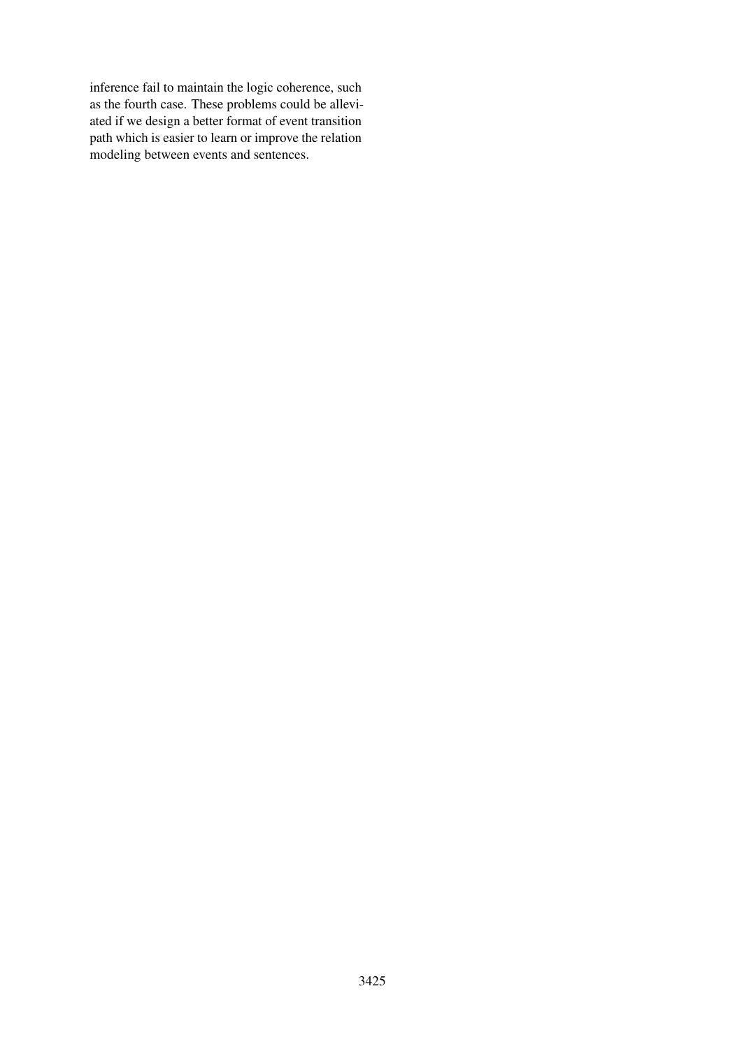inference fail to maintain the logic coherence, such as the fourth case. These problems could be alleviated if we design a better format of event transition path which is easier to learn or improve the relation modeling between events and sentences.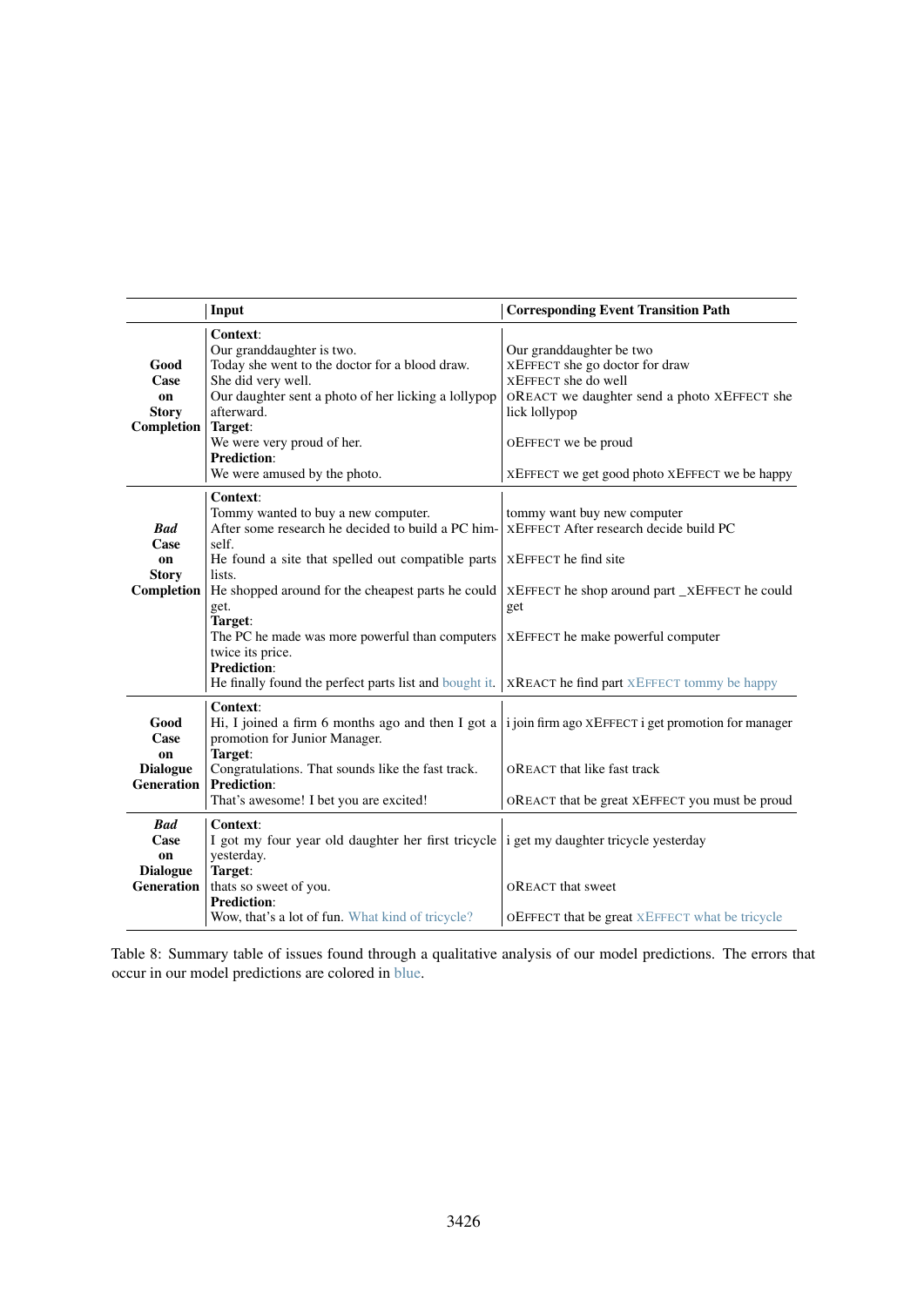| | Input | Corresponding Event Transition Path |
|---|---|---|
| **Good Case on Story Completion** | **Context**:<br>Our granddaughter is two.<br>Today she went to the doctor for a blood draw.<br>She did very well.<br>Our daughter sent a photo of her licking a lollypop afterward.<br>**Target**:<br>We were very proud of her.<br>**Prediction**:<br>We were amused by the photo. | <br>Our granddaughter be two<br>xEffect she go doctor for draw<br>xEffect she do well<br>oReact we daughter send a photo xEffect she lick lollypop<br><br>oEffect we be proud<br><br>xEffect we get good photo xEffect we be happy |
| ***Bad* Case on Story Completion** | **Context**:<br>Tommy wanted to buy a new computer.<br>After some research he decided to build a PC himself.<br>He found a site that spelled out compatible parts lists.<br>He shopped around for the cheapest parts he could get.<br>**Target**:<br>The PC he made was more powerful than computers twice its price.<br>**Prediction**:<br>He finally found the perfect parts list and bought it. | <br>tommy want buy new computer<br>xEffect After research decide build PC<br>xEffect he find site<br>xEffect he shop around part _xEffect he could get<br><br>xEffect he make powerful computer<br><br>xReact he find part xEffect tommy be happy |
| **Good Case on Dialogue Generation** | **Context**:<br>Hi, I joined a firm 6 months ago and then I got a promotion for Junior Manager.<br>**Target**:<br>Congratulations. That sounds like the fast track.<br>**Prediction**:<br>That's awesome! I bet you are excited! | <br>i join firm ago xEffect i get promotion for manager<br><br>oReact that like fast track<br><br>oReact that be great xEffect you must be proud |
| ***Bad* Case on Dialogue Generation** | **Context**:<br>I got my four year old daughter her first tricycle yesterday.<br>**Target**:<br>thats so sweet of you.<br>**Prediction**:<br>Wow, that's a lot of fun. What kind of tricycle? | <br>i get my daughter tricycle yesterday<br><br>oReact that sweet<br><br>oEffect that be great xEffect what be tricycle |

Table 8: Summary table of issues found through a qualitative analysis of our model predictions. The errors that occur in our model predictions are colored in blue.